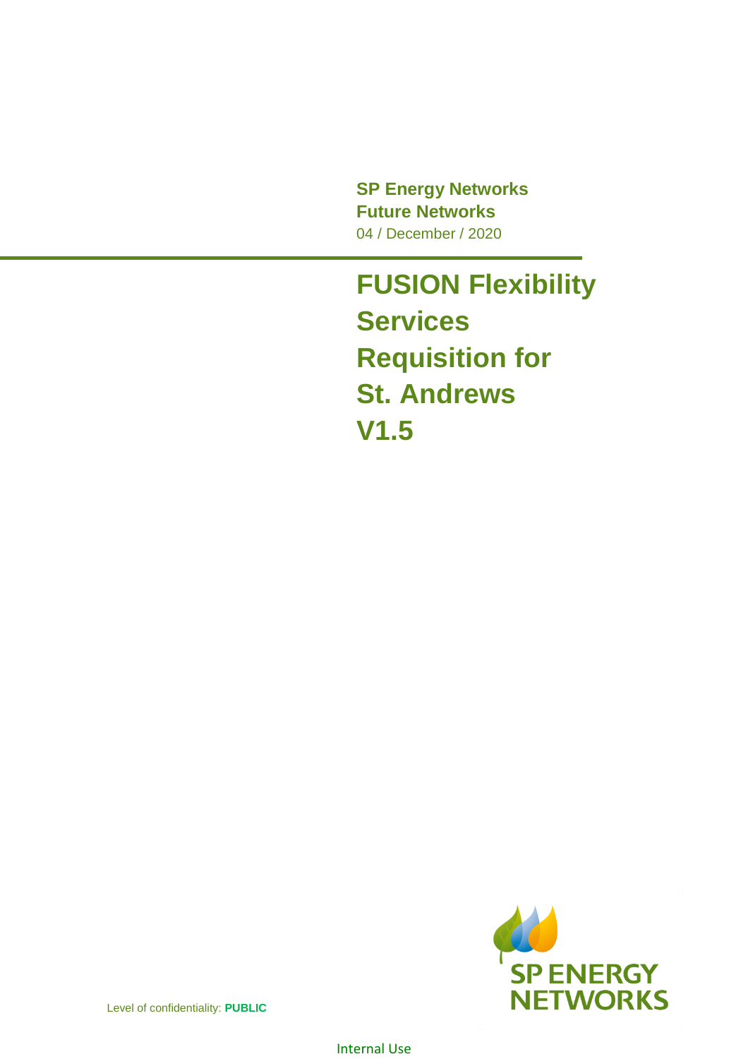**SP Energy Networks**
**Future Networks**
04 / December / 2020

# FUSION Flexibility Services Requisition for St. Andrews V1.5

Level of confidentiality: **PUBLIC**

Internal Use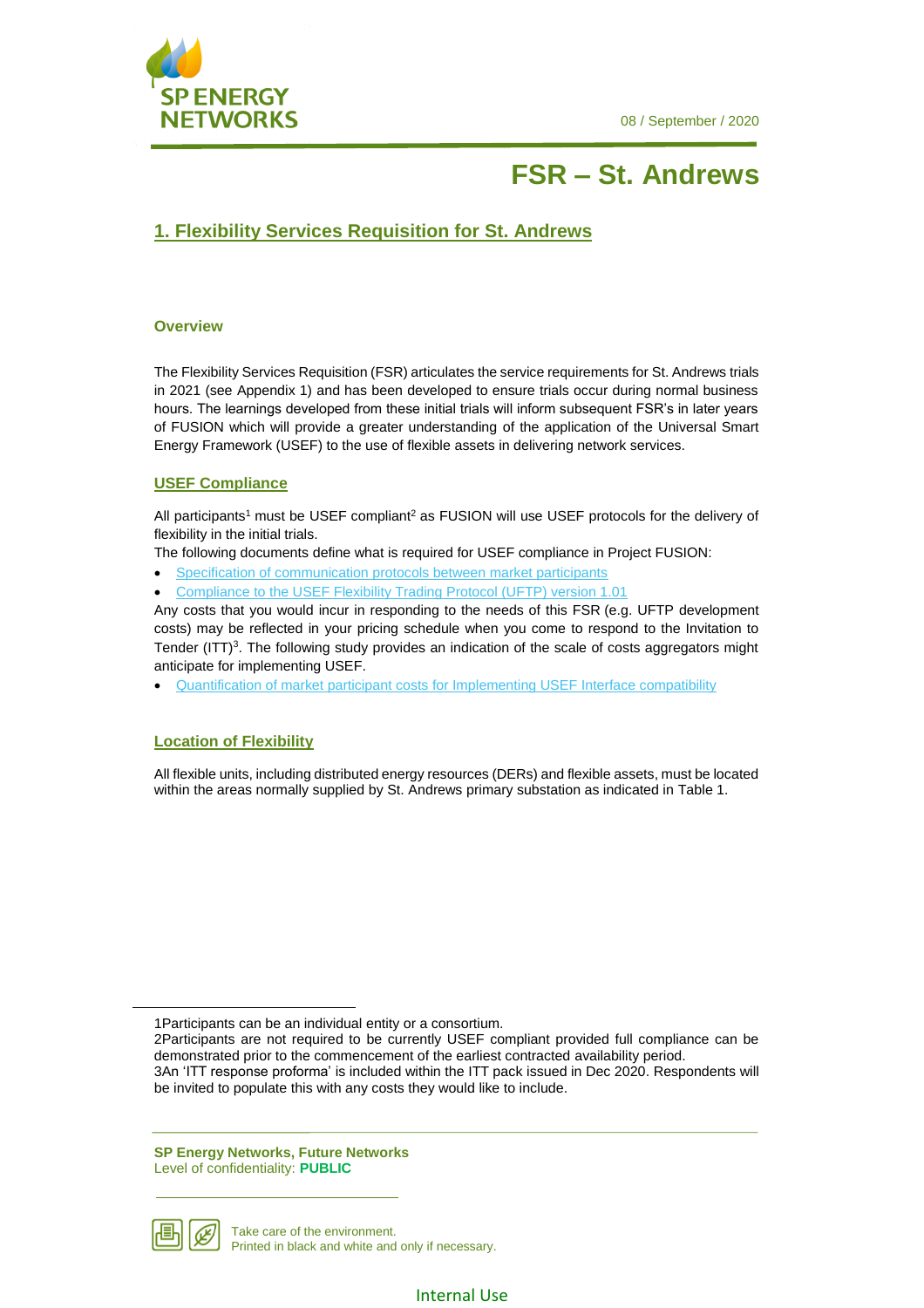# FSR – St. Andrews

## 1. Flexibility Services Requisition for St. Andrews

### Overview

The Flexibility Services Requisition (FSR) articulates the service requirements for St. Andrews trials in 2021 (see Appendix 1) and has been developed to ensure trials occur during normal business hours. The learnings developed from these initial trials will inform subsequent FSR's in later years of FUSION which will provide a greater understanding of the application of the Universal Smart Energy Framework (USEF) to the use of flexible assets in delivering network services.

### USEF Compliance

All participants[1] must be USEF compliant[2] as FUSION will use USEF protocols for the delivery of flexibility in the initial trials.

The following documents define what is required for USEF compliance in Project FUSION:

- Specification of communication protocols between market participants
- Compliance to the USEF Flexibility Trading Protocol (UFTP) version 1.01

Any costs that you would incur in responding to the needs of this FSR (e.g. UFTP development costs) may be reflected in your pricing schedule when you come to respond to the Invitation to Tender (ITT)[3]. The following study provides an indication of the scale of costs aggregators might anticipate for implementing USEF.

- Quantification of market participant costs for Implementing USEF Interface compatibility

### Location of Flexibility

All flexible units, including distributed energy resources (DERs) and flexible assets, must be located within the areas normally supplied by St. Andrews primary substation as indicated in Table 1.

---

1Participants can be an individual entity or a consortium.

2Participants are not required to be currently USEF compliant provided full compliance can be demonstrated prior to the commencement of the earliest contracted availability period.

3An 'ITT response proforma' is included within the ITT pack issued in Dec 2020. Respondents will be invited to populate this with any costs they would like to include.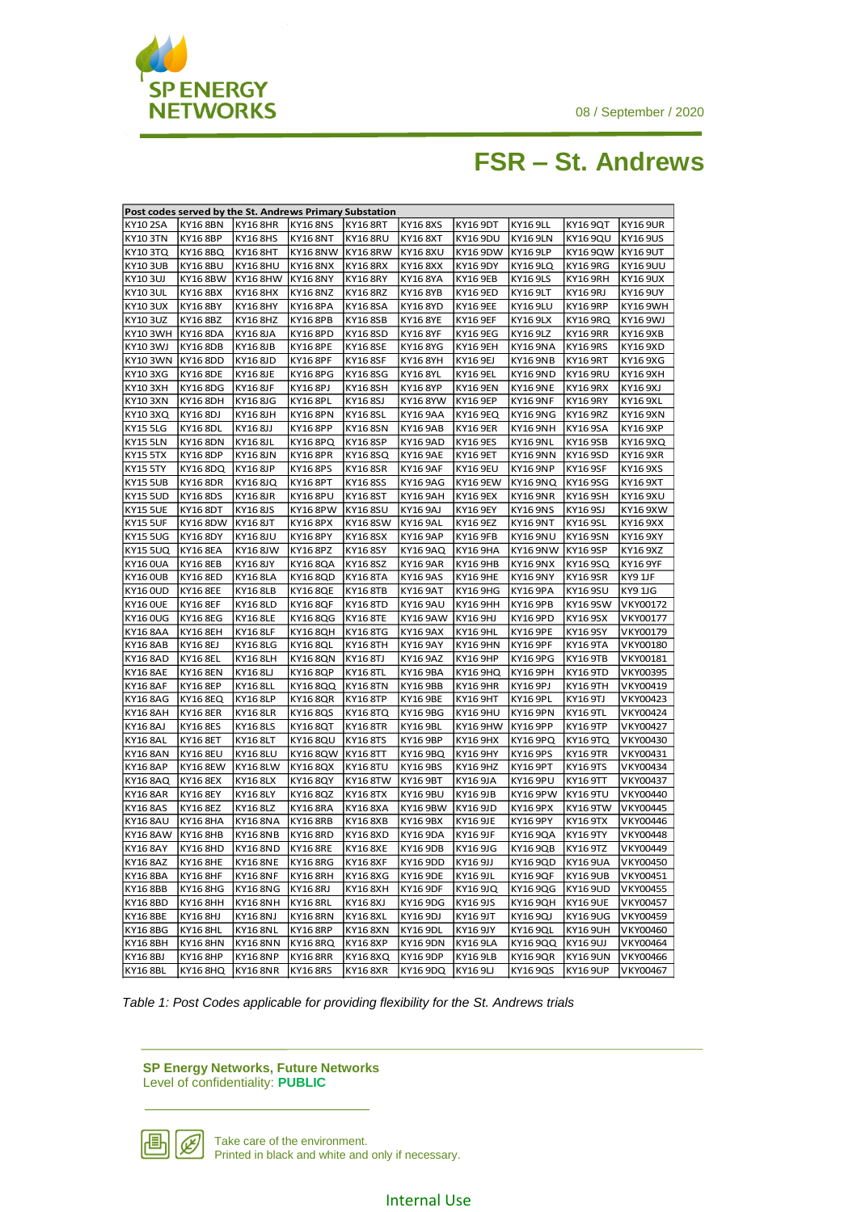# FSR – St. Andrews

| Post codes served by the St. Andrews Primary Substation | | | | | | | | | |
|---|---|---|---|---|---|---|---|---|---|
| KY10 2SA | KY16 8BN | KY16 8HR | KY16 8NS | KY16 8RT | KY16 8XS | KY16 9DT | KY16 9LL | KY16 9QT | KY16 9UR |
| KY10 3TN | KY16 8BP | KY16 8HS | KY16 8NT | KY16 8RU | KY16 8XT | KY16 9DU | KY16 9LN | KY16 9QU | KY16 9US |
| KY10 3TQ | KY16 8BQ | KY16 8HT | KY16 8NW | KY16 8RW | KY16 8XU | KY16 9DW | KY16 9LP | KY16 9QW | KY16 9UT |
| KY10 3UB | KY16 8BU | KY16 8HU | KY16 8NX | KY16 8RX | KY16 8XX | KY16 9DY | KY16 9LQ | KY16 9RG | KY16 9UU |
| KY10 3UJ | KY16 8BW | KY16 8HW | KY16 8NY | KY16 8RY | KY16 8YA | KY16 9EB | KY16 9LS | KY16 9RH | KY16 9UX |
| KY10 3UL | KY16 8BX | KY16 8HX | KY16 8NZ | KY16 8RZ | KY16 8YB | KY16 9ED | KY16 9LT | KY16 9RJ | KY16 9UY |
| KY10 3UX | KY16 8BY | KY16 8HY | KY16 8PA | KY16 8SA | KY16 8YD | KY16 9EE | KY16 9LU | KY16 9RP | KY16 9WH |
| KY10 3UZ | KY16 8BZ | KY16 8HZ | KY16 8PB | KY16 8SB | KY16 8YE | KY16 9EF | KY16 9LX | KY16 9RQ | KY16 9WJ |
| KY10 3WH | KY16 8DA | KY16 8JA | KY16 8PD | KY16 8SD | KY16 8YF | KY16 9EG | KY16 9LZ | KY16 9RR | KY16 9XB |
| KY10 3WJ | KY16 8DB | KY16 8JB | KY16 8PE | KY16 8SE | KY16 8YG | KY16 9EH | KY16 9NA | KY16 9RS | KY16 9XD |
| KY10 3WN | KY16 8DD | KY16 8JD | KY16 8PF | KY16 8SF | KY16 8YH | KY16 9EJ | KY16 9NB | KY16 9RT | KY16 9XG |
| KY10 3XG | KY16 8DE | KY16 8JE | KY16 8PG | KY16 8SG | KY16 8YL | KY16 9EL | KY16 9ND | KY16 9RU | KY16 9XH |
| KY10 3XH | KY16 8DG | KY16 8JF | KY16 8PJ | KY16 8SH | KY16 8YP | KY16 9EN | KY16 9NE | KY16 9RX | KY16 9XJ |
| KY10 3XN | KY16 8DH | KY16 8JG | KY16 8PL | KY16 8SJ | KY16 8YW | KY16 9EP | KY16 9NF | KY16 9RY | KY16 9XL |
| KY10 3XQ | KY16 8DJ | KY16 8JH | KY16 8PN | KY16 8SL | KY16 9AA | KY16 9EQ | KY16 9NG | KY16 9RZ | KY16 9XN |
| KY15 5LG | KY16 8DL | KY16 8JJ | KY16 8PP | KY16 8SN | KY16 9AB | KY16 9ER | KY16 9NH | KY16 9SA | KY16 9XP |
| KY15 5LN | KY16 8DN | KY16 8JL | KY16 8PQ | KY16 8SP | KY16 9AD | KY16 9ES | KY16 9NL | KY16 9SB | KY16 9XQ |
| KY15 5TX | KY16 8DP | KY16 8JN | KY16 8PR | KY16 8SQ | KY16 9AE | KY16 9ET | KY16 9NN | KY16 9SD | KY16 9XR |
| KY15 5TY | KY16 8DQ | KY16 8JP | KY16 8PS | KY16 8SR | KY16 9AF | KY16 9EU | KY16 9NP | KY16 9SF | KY16 9XS |
| KY15 5UB | KY16 8DR | KY16 8JQ | KY16 8PT | KY16 8SS | KY16 9AG | KY16 9EW | KY16 9NQ | KY16 9SG | KY16 9XT |
| KY15 5UD | KY16 8DS | KY16 8JR | KY16 8PU | KY16 8ST | KY16 9AH | KY16 9EX | KY16 9NR | KY16 9SH | KY16 9XU |
| KY15 5UE | KY16 8DT | KY16 8JS | KY16 8PW | KY16 8SU | KY16 9AJ | KY16 9EY | KY16 9NS | KY16 9SJ | KY16 9XW |
| KY15 5UF | KY16 8DW | KY16 8JT | KY16 8PX | KY16 8SW | KY16 9AL | KY16 9EZ | KY16 9NT | KY16 9SL | KY16 9XX |
| KY15 5UG | KY16 8DY | KY16 8JU | KY16 8PY | KY16 8SX | KY16 9AP | KY16 9FB | KY16 9NU | KY16 9SN | KY16 9XY |
| KY15 5UQ | KY16 8EA | KY16 8JW | KY16 8PZ | KY16 8SY | KY16 9AQ | KY16 9HA | KY16 9NW | KY16 9SP | KY16 9XZ |
| KY16 0UA | KY16 8EB | KY16 8JY | KY16 8QA | KY16 8SZ | KY16 9AR | KY16 9HB | KY16 9NX | KY16 9SQ | KY16 9YF |
| KY16 0UB | KY16 8ED | KY16 8LA | KY16 8QD | KY16 8TA | KY16 9AS | KY16 9HE | KY16 9NY | KY16 9SR | KY9 1JF |
| KY16 0UD | KY16 8EE | KY16 8LB | KY16 8QE | KY16 8TB | KY16 9AT | KY16 9HG | KY16 9PA | KY16 9SU | KY9 1JG |
| KY16 0UE | KY16 8EF | KY16 8LD | KY16 8QF | KY16 8TD | KY16 9AU | KY16 9HH | KY16 9PB | KY16 9SW | VKY00172 |
| KY16 0UG | KY16 8EG | KY16 8LE | KY16 8QG | KY16 8TE | KY16 9AW | KY16 9HJ | KY16 9PD | KY16 9SX | VKY00177 |
| KY16 8AA | KY16 8EH | KY16 8LF | KY16 8QH | KY16 8TG | KY16 9AX | KY16 9HL | KY16 9PE | KY16 9SY | VKY00179 |
| KY16 8AB | KY16 8EJ | KY16 8LG | KY16 8QL | KY16 8TH | KY16 9AY | KY16 9HN | KY16 9PF | KY16 9TA | VKY00180 |
| KY16 8AD | KY16 8EL | KY16 8LH | KY16 8QN | KY16 8TJ | KY16 9AZ | KY16 9HP | KY16 9PG | KY16 9TB | VKY00181 |
| KY16 8AE | KY16 8EN | KY16 8LJ | KY16 8QP | KY16 8TL | KY16 9BA | KY16 9HQ | KY16 9PH | KY16 9TD | VKY00395 |
| KY16 8AF | KY16 8EP | KY16 8LL | KY16 8QQ | KY16 8TN | KY16 9BB | KY16 9HR | KY16 9PJ | KY16 9TH | VKY00419 |
| KY16 8AG | KY16 8EQ | KY16 8LP | KY16 8QR | KY16 8TP | KY16 9BE | KY16 9HT | KY16 9PL | KY16 9TJ | VKY00423 |
| KY16 8AH | KY16 8ER | KY16 8LR | KY16 8QS | KY16 8TQ | KY16 9BG | KY16 9HU | KY16 9PN | KY16 9TL | VKY00424 |
| KY16 8AJ | KY16 8ES | KY16 8LS | KY16 8QT | KY16 8TR | KY16 9BL | KY16 9HW | KY16 9PP | KY16 9TP | VKY00427 |
| KY16 8AL | KY16 8ET | KY16 8LT | KY16 8QU | KY16 8TS | KY16 9BP | KY16 9HX | KY16 9PQ | KY16 9TQ | VKY00430 |
| KY16 8AN | KY16 8EU | KY16 8LU | KY16 8QW | KY16 8TT | KY16 9BQ | KY16 9HY | KY16 9PS | KY16 9TR | VKY00431 |
| KY16 8AP | KY16 8EW | KY16 8LW | KY16 8QX | KY16 8TU | KY16 9BS | KY16 9HZ | KY16 9PT | KY16 9TS | VKY00434 |
| KY16 8AQ | KY16 8EX | KY16 8LX | KY16 8QY | KY16 8TW | KY16 9BT | KY16 9JA | KY16 9PU | KY16 9TT | VKY00437 |
| KY16 8AR | KY16 8EY | KY16 8LY | KY16 8QZ | KY16 8TX | KY16 9BU | KY16 9JB | KY16 9PW | KY16 9TU | VKY00440 |
| KY16 8AS | KY16 8EZ | KY16 8LZ | KY16 8RA | KY16 8XA | KY16 9BW | KY16 9JD | KY16 9PX | KY16 9TW | VKY00445 |
| KY16 8AU | KY16 8HA | KY16 8NA | KY16 8RB | KY16 8XB | KY16 9BX | KY16 9JE | KY16 9PY | KY16 9TX | VKY00446 |
| KY16 8AW | KY16 8HB | KY16 8NB | KY16 8RD | KY16 8XD | KY16 9DA | KY16 9JF | KY16 9QA | KY16 9TY | VKY00448 |
| KY16 8AY | KY16 8HD | KY16 8ND | KY16 8RE | KY16 8XE | KY16 9DB | KY16 9JG | KY16 9QB | KY16 9TZ | VKY00449 |
| KY16 8AZ | KY16 8HE | KY16 8NE | KY16 8RG | KY16 8XF | KY16 9DD | KY16 9JJ | KY16 9QD | KY16 9UA | VKY00450 |
| KY16 8BA | KY16 8HF | KY16 8NF | KY16 8RH | KY16 8XG | KY16 9DE | KY16 9JL | KY16 9QF | KY16 9UB | VKY00451 |
| KY16 8BB | KY16 8HG | KY16 8NG | KY16 8RJ | KY16 8XH | KY16 9DF | KY16 9JQ | KY16 9QG | KY16 9UD | VKY00455 |
| KY16 8BD | KY16 8HH | KY16 8NH | KY16 8RL | KY16 8XJ | KY16 9DG | KY16 9JS | KY16 9QH | KY16 9UE | VKY00457 |
| KY16 8BE | KY16 8HJ | KY16 8NJ | KY16 8RN | KY16 8XL | KY16 9DJ | KY16 9JT | KY16 9QJ | KY16 9UG | VKY00459 |
| KY16 8BG | KY16 8HL | KY16 8NL | KY16 8RP | KY16 8XN | KY16 9DL | KY16 9JY | KY16 9QL | KY16 9UH | VKY00460 |
| KY16 8BH | KY16 8HN | KY16 8NN | KY16 8RQ | KY16 8XP | KY16 9DN | KY16 9LA | KY16 9QQ | KY16 9UJ | VKY00464 |
| KY16 8BJ | KY16 8HP | KY16 8NP | KY16 8RR | KY16 8XQ | KY16 9DP | KY16 9LB | KY16 9QR | KY16 9UN | VKY00466 |
| KY16 8BL | KY16 8HQ | KY16 8NR | KY16 8RS | KY16 8XR | KY16 9DQ | KY16 9LJ | KY16 9QS | KY16 9UP | VKY00467 |

*Table 1: Post Codes applicable for providing flexibility for the St. Andrews trials*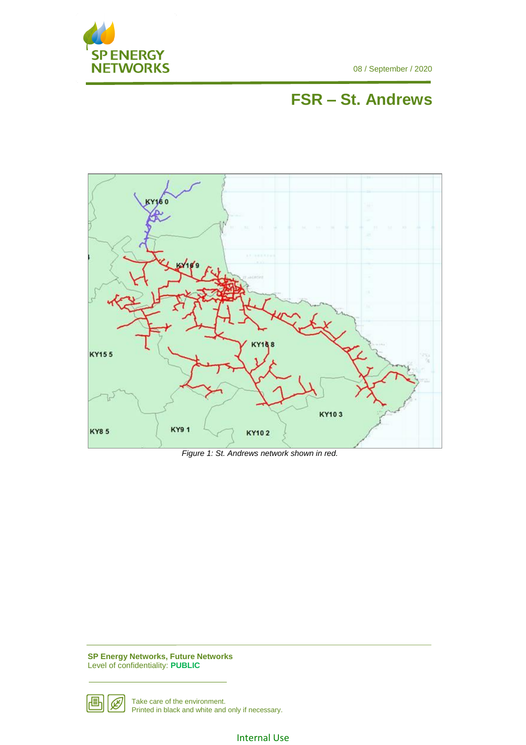# FSR – St. Andrews

Figure 1: St. Andrews network shown in red.

**SP Energy Networks, Future Networks**
Level of confidentiality: **PUBLIC**

Take care of the environment.
Printed in black and white and only if necessary.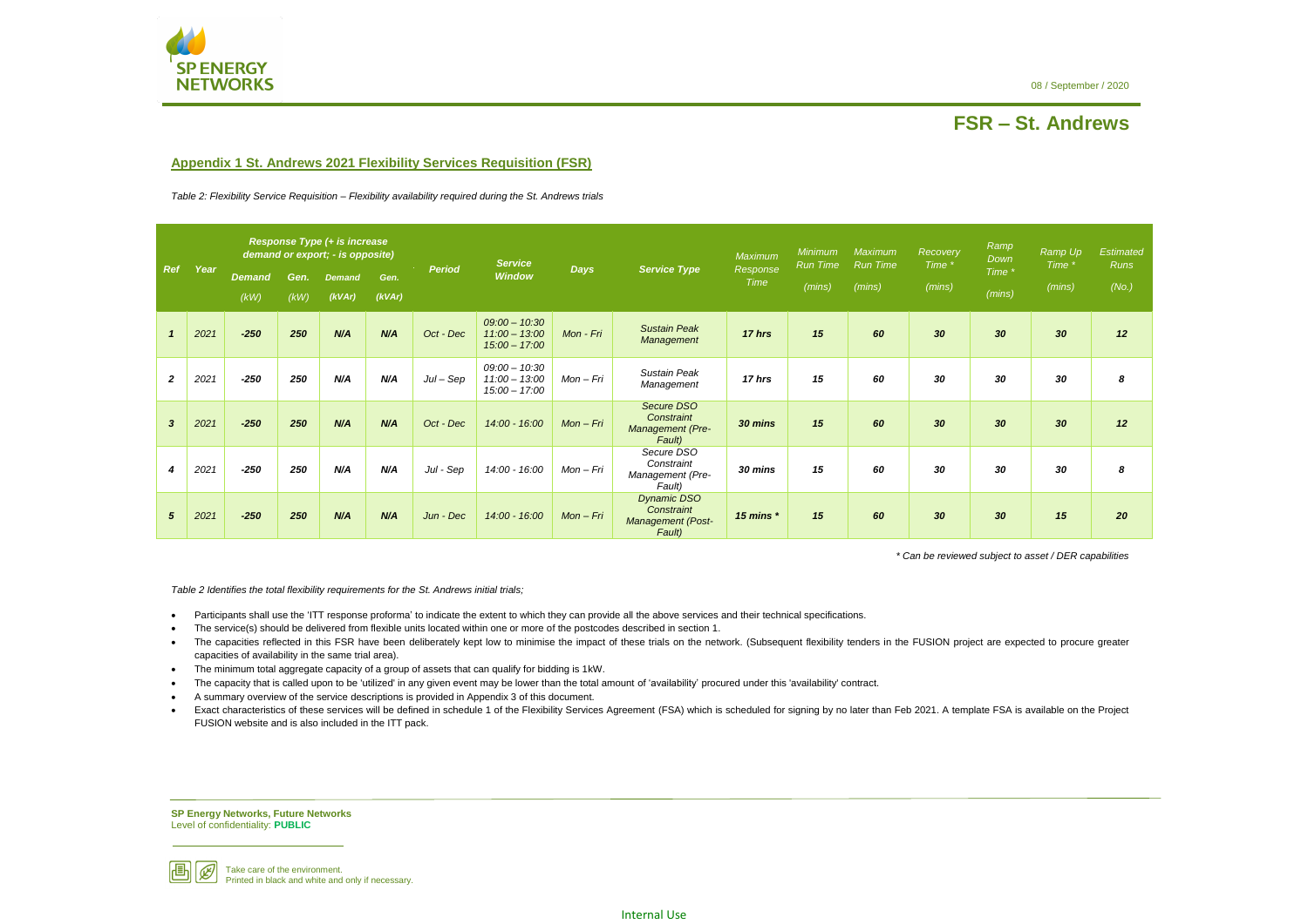# FSR – St. Andrews

## Appendix 1 St. Andrews 2021 Flexibility Services Requisition (FSR)

*Table 2: Flexibility Service Requisition – Flexibility availability required during the St. Andrews trials*

| Ref | Year | Response Type (+ is increase demand or export; - is opposite) Demand (kW) | Gen. (kW) | Demand (kVAr) | Gen. (kVAr) | Period | Service Window | Days | Service Type | Maximum Response Time | Minimum Run Time (mins) | Maximum Run Time (mins) | Recovery Time * (mins) | Ramp Down Time * (mins) | Ramp Up Time * (mins) | Estimated Runs (No.) |
|---|---|---|---|---|---|---|---|---|---|---|---|---|---|---|---|---|
| 1 | 2021 | -250 | 250 | N/A | N/A | Oct - Dec | 09:00 – 10:30<br>11:00 – 13:00<br>15:00 – 17:00 | Mon - Fri | Sustain Peak Management | 17 hrs | 15 | 60 | 30 | 30 | 30 | 12 |
| 2 | 2021 | -250 | 250 | N/A | N/A | Jul – Sep | 09:00 – 10:30<br>11:00 – 13:00<br>15:00 – 17:00 | Mon – Fri | Sustain Peak Management | 17 hrs | 15 | 60 | 30 | 30 | 30 | 8 |
| 3 | 2021 | -250 | 250 | N/A | N/A | Oct - Dec | 14:00 - 16:00 | Mon – Fri | Secure DSO Constraint Management (Pre-Fault) | 30 mins | 15 | 60 | 30 | 30 | 30 | 12 |
| 4 | 2021 | -250 | 250 | N/A | N/A | Jul - Sep | 14:00 - 16:00 | Mon – Fri | Secure DSO Constraint Management (Pre-Fault) | 30 mins | 15 | 60 | 30 | 30 | 30 | 8 |
| 5 | 2021 | -250 | 250 | N/A | N/A | Jun - Dec | 14:00 - 16:00 | Mon – Fri | Dynamic DSO Constraint Management (Post-Fault) | 15 mins * | 15 | 60 | 30 | 30 | 15 | 20 |

*\* Can be reviewed subject to asset / DER capabilities*

*Table 2 Identifies the total flexibility requirements for the St. Andrews initial trials;*

- Participants shall use the 'ITT response proforma' to indicate the extent to which they can provide all the above services and their technical specifications.
- The service(s) should be delivered from flexible units located within one or more of the postcodes described in section 1.
- The capacities reflected in this FSR have been deliberately kept low to minimise the impact of these trials on the network. (Subsequent flexibility tenders in the FUSION project are expected to procure greater capacities of availability in the same trial area).
- The minimum total aggregate capacity of a group of assets that can qualify for bidding is 1kW.
- The capacity that is called upon to be 'utilized' in any given event may be lower than the total amount of 'availability' procured under this 'availability' contract.
- A summary overview of the service descriptions is provided in Appendix 3 of this document.
- Exact characteristics of these services will be defined in schedule 1 of the Flexibility Services Agreement (FSA) which is scheduled for signing by no later than Feb 2021. A template FSA is available on the Project FUSION website and is also included in the ITT pack.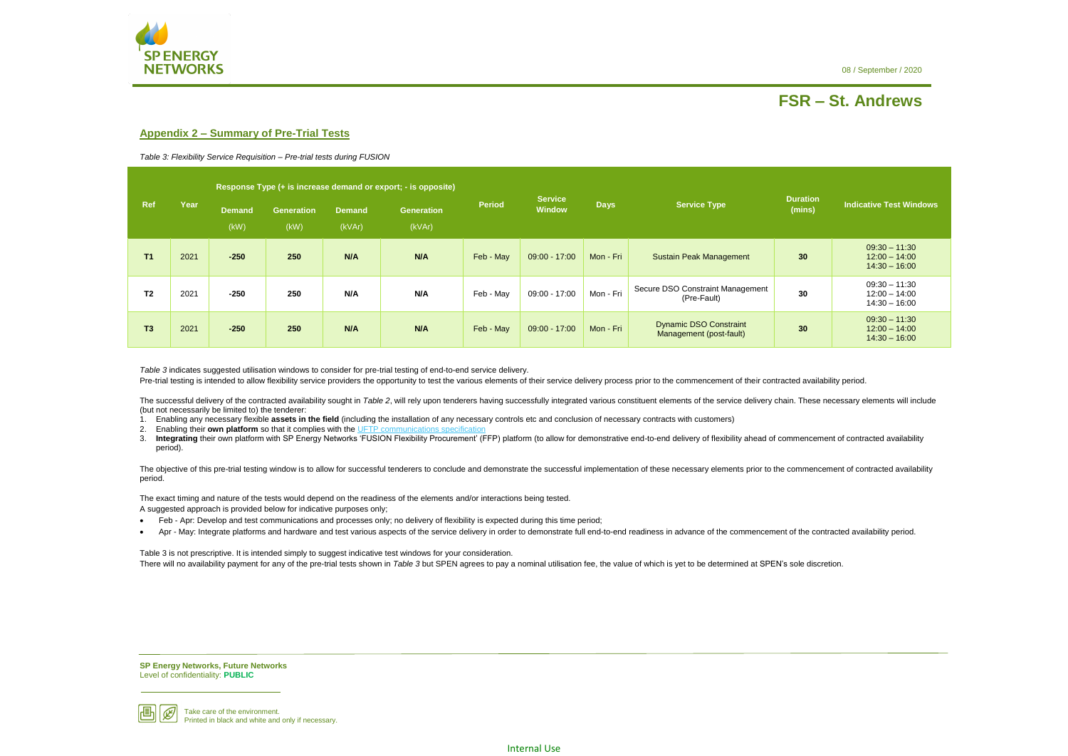## Appendix 2 – Summary of Pre-Trial Tests

*Table 3: Flexibility Service Requisition – Pre-trial tests during FUSION*

| Ref | Year | Response Type (+ is increase demand or export; - is opposite) | | | | Period | Service Window | Days | Service Type | Duration (mins) | Indicative Test Windows |
|---|---|---|---|---|---|---|---|---|---|---|---|
| | | Demand (kW) | Generation (kW) | Demand (kVAr) | Generation (kVAr) | | | | | | |
| **T1** | 2021 | **-250** | **250** | **N/A** | **N/A** | Feb - May | 09:00 - 17:00 | Mon - Fri | Sustain Peak Management | **30** | 09:30 – 11:30<br>12:00 – 14:00<br>14:30 – 16:00 |
| **T2** | 2021 | **-250** | **250** | **N/A** | **N/A** | Feb - May | 09:00 - 17:00 | Mon - Fri | Secure DSO Constraint Management (Pre-Fault) | **30** | 09:30 – 11:30<br>12:00 – 14:00<br>14:30 – 16:00 |
| **T3** | 2021 | **-250** | **250** | **N/A** | **N/A** | Feb - May | 09:00 - 17:00 | Mon - Fri | Dynamic DSO Constraint Management (post-fault) | **30** | 09:30 – 11:30<br>12:00 – 14:00<br>14:30 – 16:00 |

*Table 3* indicates suggested utilisation windows to consider for pre-trial testing of end-to-end service delivery.
Pre-trial testing is intended to allow flexibility service providers the opportunity to test the various elements of their service delivery process prior to the commencement of their contracted availability period.

The successful delivery of the contracted availability sought in *Table 2*, will rely upon tenderers having successfully integrated various constituent elements of the service delivery chain. These necessary elements will include (but not necessarily be limited to) the tenderer:

1. Enabling any necessary flexible **assets in the field** (including the installation of any necessary controls etc and conclusion of necessary contracts with customers)
2. Enabling their **own platform** so that it complies with the UFTP communications specification
3. **Integrating** their own platform with SP Energy Networks 'FUSION Flexibility Procurement' (FFP) platform (to allow for demonstrative end-to-end delivery of flexibility ahead of commencement of contracted availability period).

The objective of this pre-trial testing window is to allow for successful tenderers to conclude and demonstrate the successful implementation of these necessary elements prior to the commencement of contracted availability period.

The exact timing and nature of the tests would depend on the readiness of the elements and/or interactions being tested.
A suggested approach is provided below for indicative purposes only;

- Feb - Apr: Develop and test communications and processes only; no delivery of flexibility is expected during this time period;
- Apr - May: Integrate platforms and hardware and test various aspects of the service delivery in order to demonstrate full end-to-end readiness in advance of the commencement of the contracted availability period.

Table 3 is not prescriptive. It is intended simply to suggest indicative test windows for your consideration.
There will no availability payment for any of the pre-trial tests shown in *Table 3* but SPEN agrees to pay a nominal utilisation fee, the value of which is yet to be determined at SPEN's sole discretion.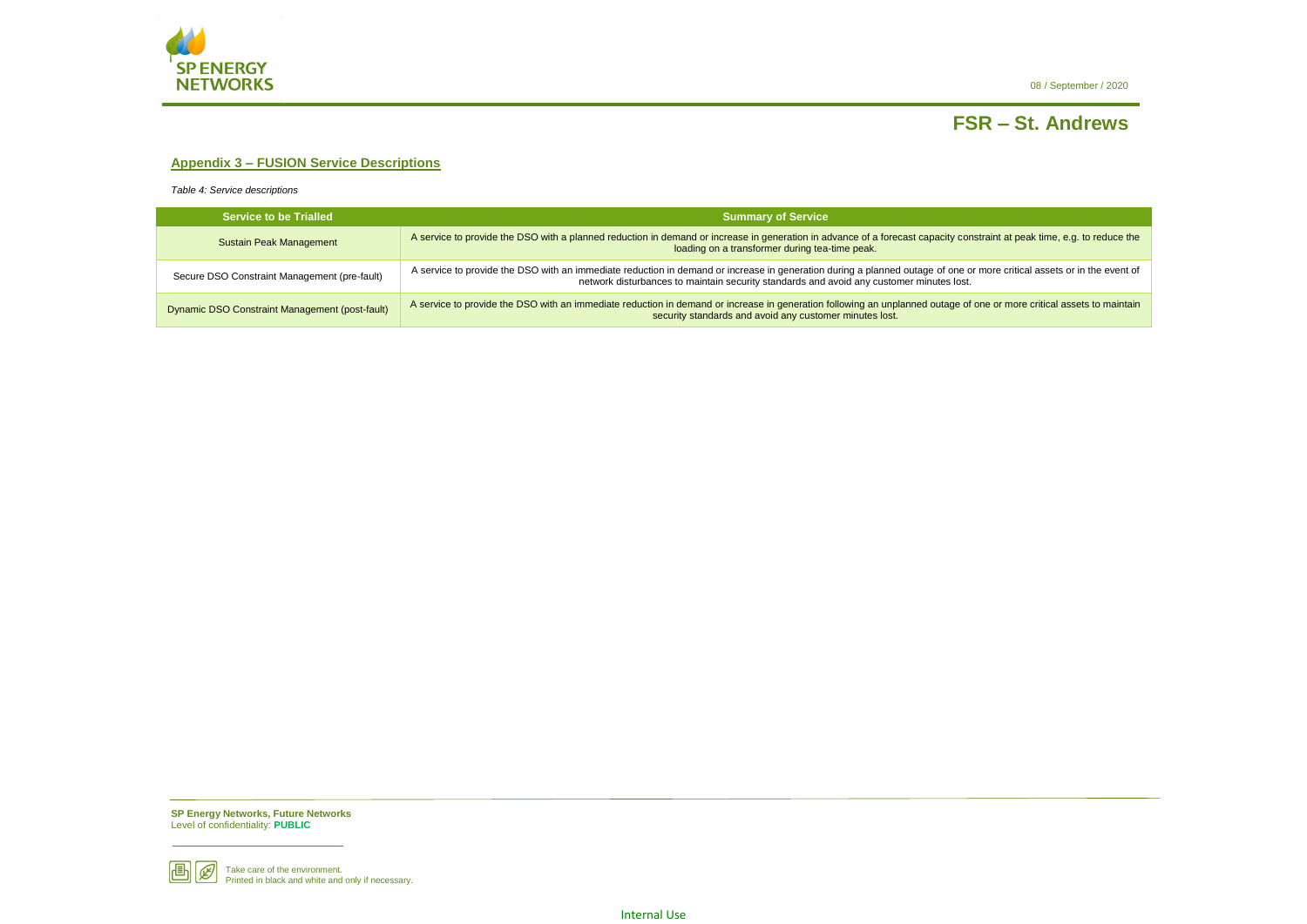## Appendix 3 – FUSION Service Descriptions

*Table 4: Service descriptions*

| Service to be Trialled | Summary of Service |
| --- | --- |
| Sustain Peak Management | A service to provide the DSO with a planned reduction in demand or increase in generation in advance of a forecast capacity constraint at peak time, e.g. to reduce the loading on a transformer during tea-time peak. |
| Secure DSO Constraint Management (pre-fault) | A service to provide the DSO with an immediate reduction in demand or increase in generation during a planned outage of one or more critical assets or in the event of network disturbances to maintain security standards and avoid any customer minutes lost. |
| Dynamic DSO Constraint Management (post-fault) | A service to provide the DSO with an immediate reduction in demand or increase in generation following an unplanned outage of one or more critical assets to maintain security standards and avoid any customer minutes lost. |